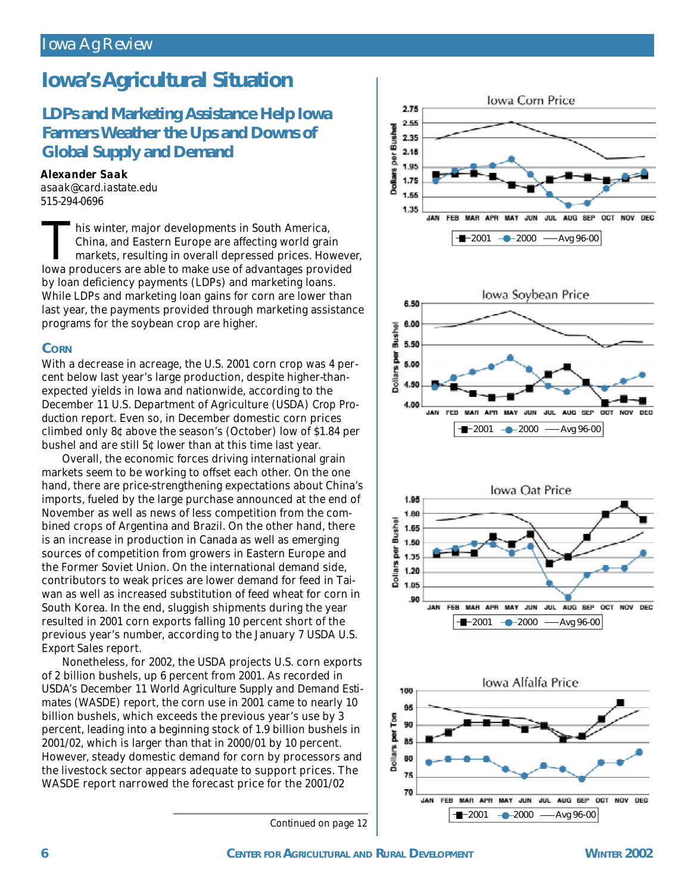# Iowa's Agricultural Situation

## LDPs and Marketing Assistance Help Iowa Farmers Weather the Ups and Downs of Global Supply and Demand

**Alexander Saak**
asaak@card.iastate.edu
515-294-0696

This winter, major developments in South America, China, and Eastern Europe are affecting world grain markets, resulting in overall depressed prices. However, Iowa producers are able to make use of advantages provided by loan deficiency payments (LDPs) and marketing loans. While LDPs and marketing loan gains for corn are lower than last year, the payments provided through marketing assistance programs for the soybean crop are higher.

### Corn

With a decrease in acreage, the U.S. 2001 corn crop was 4 percent below last year's large production, despite higher-than-expected yields in Iowa and nationwide, according to the December 11 U.S. Department of Agriculture (USDA) Crop Production report. Even so, in December domestic corn prices climbed only 8¢ above the season's (October) low of $1.84 per bushel and are still 5¢ lower than at this time last year.

Overall, the economic forces driving international grain markets seem to be working to offset each other. On the one hand, there are price-strengthening expectations about China's imports, fueled by the large purchase announced at the end of November as well as news of less competition from the combined crops of Argentina and Brazil. On the other hand, there is an increase in production in Canada as well as emerging sources of competition from growers in Eastern Europe and the Former Soviet Union. On the international demand side, contributors to weak prices are lower demand for feed in Taiwan as well as increased substitution of feed wheat for corn in South Korea. In the end, sluggish shipments during the year resulted in 2001 corn exports falling 10 percent short of the previous year's number, according to the January 7 USDA U.S. Export Sales report.

Nonetheless, for 2002, the USDA projects U.S. corn exports of 2 billion bushels, up 6 percent from 2001. As recorded in USDA's December 11 World Agriculture Supply and Demand Estimates (WASDE) report, the corn use in 2001 came to nearly 10 billion bushels, which exceeds the previous year's use by 3 percent, leading into a beginning stock of 1.9 billion bushels in 2001/02, which is larger than that in 2000/01 by 10 percent. However, steady domestic demand for corn by processors and the livestock sector appears adequate to support prices. The WASDE report narrowed the forecast price for the 2001/02

*Continued on page 12*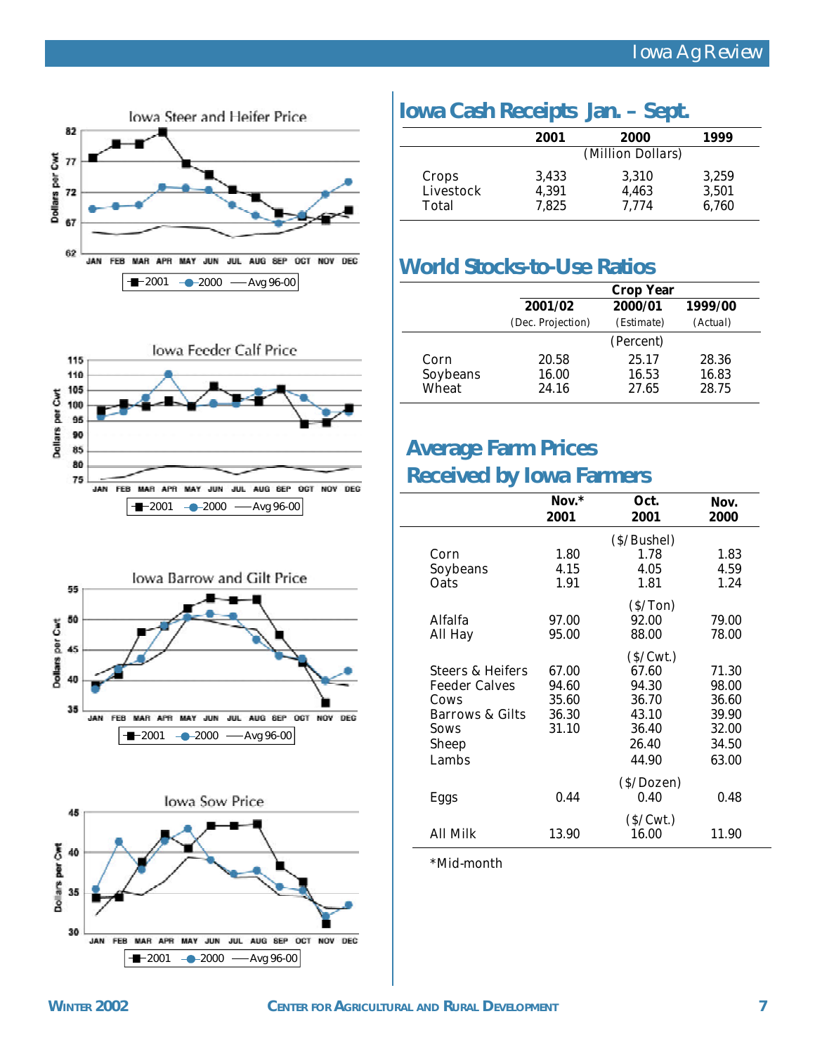## Iowa Steer and Heifer Price

## Iowa Feeder Calf Price

## Iowa Barrow and Gilt Price

## Iowa Sow Price

## Iowa Cash Receipts Jan. – Sept.

| | 2001 | 2000 | 1999 |
|---|---|---|---|
| | | (Million Dollars) | |
| Crops | 3,433 | 3,310 | 3,259 |
| Livestock | 4,391 | 4,463 | 3,501 |
| Total | 7,825 | 7,774 | 6,760 |

## World Stocks-to-Use Ratios

| | Crop Year | | |
|---|---|---|---|
| | 2001/02 | 2000/01 | 1999/00 |
| | (Dec. Projection) | (Estimate) | (Actual) |
| | | (Percent) | |
| Corn | 20.58 | 25.17 | 28.36 |
| Soybeans | 16.00 | 16.53 | 16.83 |
| Wheat | 24.16 | 27.65 | 28.75 |

## Average Farm Prices Received by Iowa Farmers

| | Nov.* 2001 | Oct. 2001 | Nov. 2000 |
|---|---|---|---|
| | | ($/Bushel) | |
| Corn | 1.80 | 1.78 | 1.83 |
| Soybeans | 4.15 | 4.05 | 4.59 |
| Oats | 1.91 | 1.81 | 1.24 |
| | | ($/Ton) | |
| Alfalfa | 97.00 | 92.00 | 79.00 |
| All Hay | 95.00 | 88.00 | 78.00 |
| | | ($/Cwt.) | |
| Steers & Heifers | 67.00 | 67.60 | 71.30 |
| Feeder Calves | 94.60 | 94.30 | 98.00 |
| Cows | 35.60 | 36.70 | 36.60 |
| Barrows & Gilts | 36.30 | 43.10 | 39.90 |
| Sows | 31.10 | 36.40 | 32.00 |
| Sheep | | 26.40 | 34.50 |
| Lambs | | 44.90 | 63.00 |
| | | ($/Dozen) | |
| Eggs | 0.44 | 0.40 | 0.48 |
| | | ($/Cwt.) | |
| All Milk | 13.90 | 16.00 | 11.90 |

*Mid-month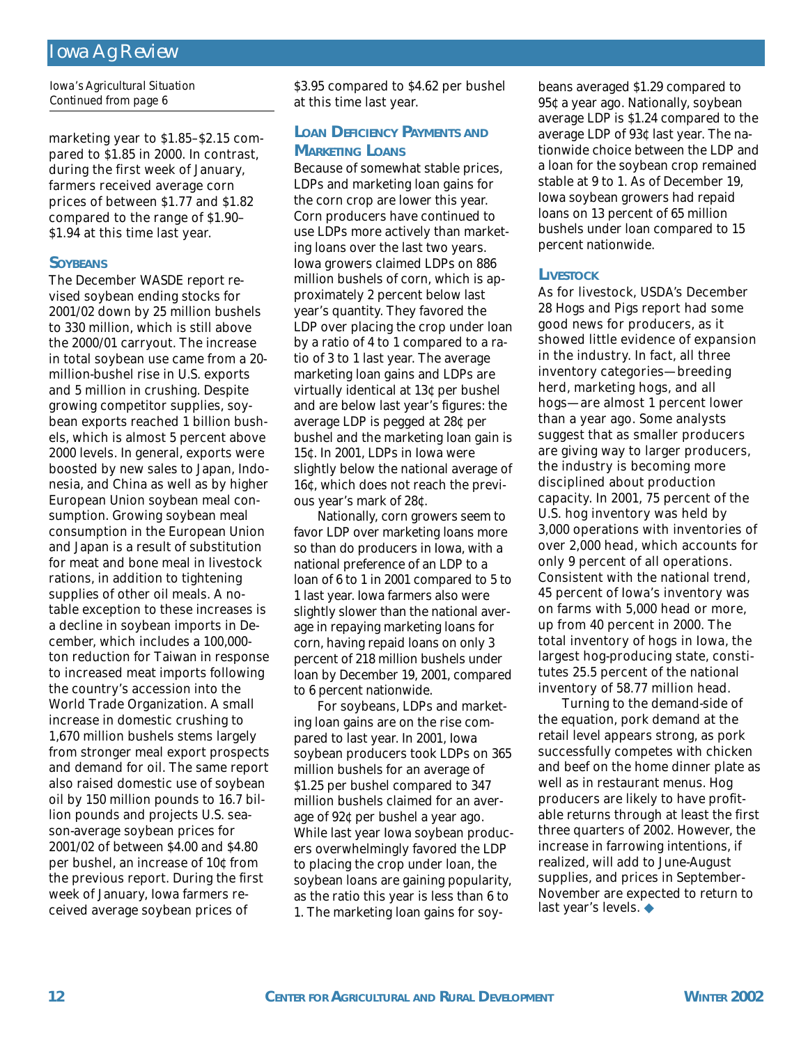Iowa's Agricultural Situation
Continued from page 6

marketing year to \$1.85–\$2.15 compared to \$1.85 in 2000. In contrast, during the first week of January, farmers received average corn prices of between \$1.77 and \$1.82 compared to the range of \$1.90–\$1.94 at this time last year.

### Soybeans

The December WASDE report revised soybean ending stocks for 2001/02 down by 25 million bushels to 330 million, which is still above the 2000/01 carryout. The increase in total soybean use came from a 20-million-bushel rise in U.S. exports and 5 million in crushing. Despite growing competitor supplies, soybean exports reached 1 billion bushels, which is almost 5 percent above 2000 levels. In general, exports were boosted by new sales to Japan, Indonesia, and China as well as by higher European Union soybean meal consumption. Growing soybean meal consumption in the European Union and Japan is a result of substitution for meat and bone meal in livestock rations, in addition to tightening supplies of other oil meals. A notable exception to these increases is a decline in soybean imports in December, which includes a 100,000-ton reduction for Taiwan in response to increased meat imports following the country's accession into the World Trade Organization. A small increase in domestic crushing to 1,670 million bushels stems largely from stronger meal export prospects and demand for oil. The same report also raised domestic use of soybean oil by 150 million pounds to 16.7 billion pounds and projects U.S. season-average soybean prices for 2001/02 of between \$4.00 and \$4.80 per bushel, an increase of 10¢ from the previous report. During the first week of January, Iowa farmers received average soybean prices of \$3.95 compared to \$4.62 per bushel at this time last year.

### Loan Deficiency Payments and Marketing Loans

Because of somewhat stable prices, LDPs and marketing loan gains for the corn crop are lower this year. Corn producers have continued to use LDPs more actively than marketing loans over the last two years. Iowa growers claimed LDPs on 886 million bushels of corn, which is approximately 2 percent below last year's quantity. They favored the LDP over placing the crop under loan by a ratio of 4 to 1 compared to a ratio of 3 to 1 last year. The average marketing loan gains and LDPs are virtually identical at 13¢ per bushel and are below last year's figures: the average LDP is pegged at 28¢ per bushel and the marketing loan gain is 15¢. In 2001, LDPs in Iowa were slightly below the national average of 16¢, which does not reach the previous year's mark of 28¢.

Nationally, corn growers seem to favor LDP over marketing loans more so than do producers in Iowa, with a national preference of an LDP to a loan of 6 to 1 in 2001 compared to 5 to 1 last year. Iowa farmers also were slightly slower than the national average in repaying marketing loans for corn, having repaid loans on only 3 percent of 218 million bushels under loan by December 19, 2001, compared to 6 percent nationwide.

For soybeans, LDPs and marketing loan gains are on the rise compared to last year. In 2001, Iowa soybean producers took LDPs on 365 million bushels for an average of \$1.25 per bushel compared to 347 million bushels claimed for an average of 92¢ per bushel a year ago. While last year Iowa soybean producers overwhelmingly favored the LDP to placing the crop under loan, the soybean loans are gaining popularity, as the ratio this year is less than 6 to 1. The marketing loan gains for soybeans averaged \$1.29 compared to 95¢ a year ago. Nationally, soybean average LDP is \$1.24 compared to the average LDP of 93¢ last year. The nationwide choice between the LDP and a loan for the soybean crop remained stable at 9 to 1. As of December 19, Iowa soybean growers had repaid loans on 13 percent of 65 million bushels under loan compared to 15 percent nationwide.

### Livestock

As for livestock, USDA's December 28 Hogs and Pigs report had some good news for producers, as it showed little evidence of expansion in the industry. In fact, all three inventory categories—breeding herd, marketing hogs, and all hogs—are almost 1 percent lower than a year ago. Some analysts suggest that as smaller producers are giving way to larger producers, the industry is becoming more disciplined about production capacity. In 2001, 75 percent of the U.S. hog inventory was held by 3,000 operations with inventories of over 2,000 head, which accounts for only 9 percent of all operations. Consistent with the national trend, 45 percent of Iowa's inventory was on farms with 5,000 head or more, up from 40 percent in 2000. The total inventory of hogs in Iowa, the largest hog-producing state, constitutes 25.5 percent of the national inventory of 58.77 million head.

Turning to the demand-side of the equation, pork demand at the retail level appears strong, as pork successfully competes with chicken and beef on the home dinner plate as well as in restaurant menus. Hog producers are likely to have profitable returns through at least the first three quarters of 2002. However, the increase in farrowing intentions, if realized, will add to June-August supplies, and prices in September-November are expected to return to last year's levels. ◆